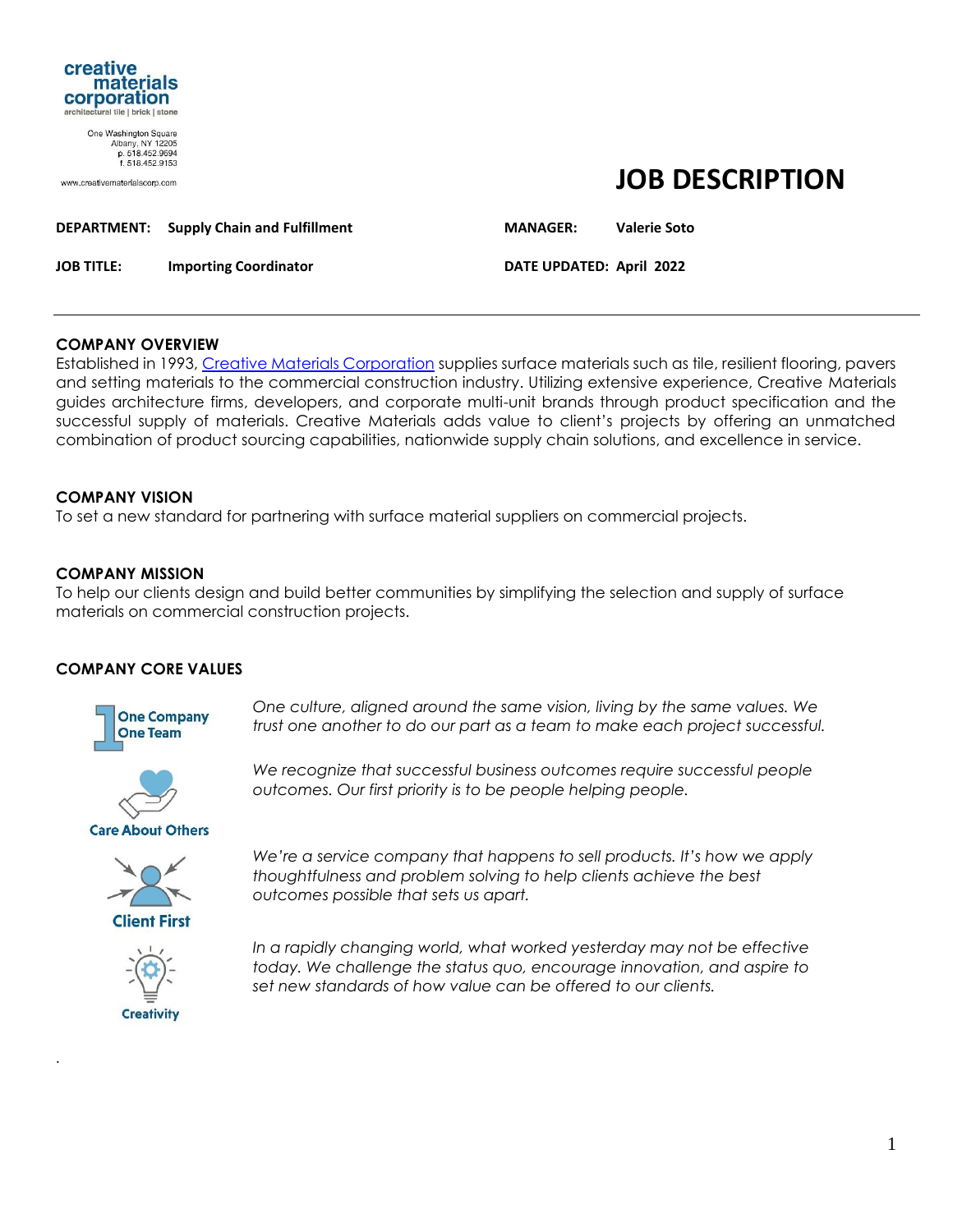**creative materials corporation**
architectural tile | brick | stone

One Washington Square
Albany, NY 12205
p. 518.452.9694
f. 518.452.9153

www.creativematerialscorp.com

# JOB DESCRIPTION

**DEPARTMENT:** **Supply Chain and Fulfillment**

**MANAGER:** **Valerie Soto**

**JOB TITLE:** **Importing Coordinator**

**DATE UPDATED:** **April 2022**

---

## COMPANY OVERVIEW

Established in 1993, [Creative Materials Corporation](http://www.creativematerialscorp.com) supplies surface materials such as tile, resilient flooring, pavers and setting materials to the commercial construction industry. Utilizing extensive experience, Creative Materials guides architecture firms, developers, and corporate multi-unit brands through product specification and the successful supply of materials. Creative Materials adds value to client's projects by offering an unmatched combination of product sourcing capabilities, nationwide supply chain solutions, and excellence in service.

## COMPANY VISION

To set a new standard for partnering with surface material suppliers on commercial projects.

## COMPANY MISSION

To help our clients design and build better communities by simplifying the selection and supply of surface materials on commercial construction projects.

## COMPANY CORE VALUES

**One Company One Team**

*One culture, aligned around the same vision, living by the same values. We trust one another to do our part as a team to make each project successful.*

**Care About Others**

*We recognize that successful business outcomes require successful people outcomes. Our first priority is to be people helping people.*

**Client First**

*We're a service company that happens to sell products. It's how we apply thoughtfulness and problem solving to help clients achieve the best outcomes possible that sets us apart.*

**Creativity**

*In a rapidly changing world, what worked yesterday may not be effective today. We challenge the status quo, encourage innovation, and aspire to set new standards of how value can be offered to our clients.*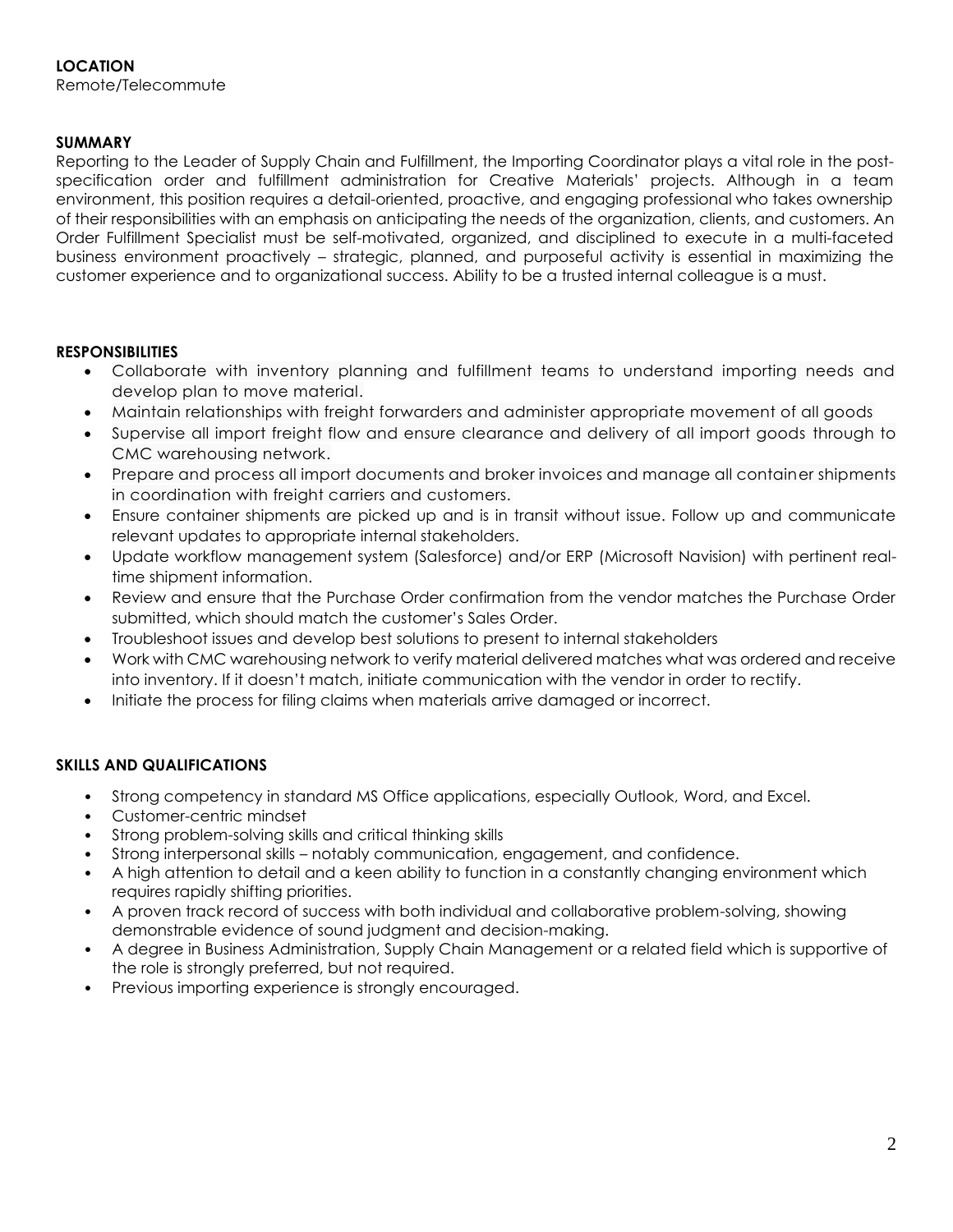**LOCATION**
Remote/Telecommute

**SUMMARY**
Reporting to the Leader of Supply Chain and Fulfillment, the Importing Coordinator plays a vital role in the post-specification order and fulfillment administration for Creative Materials' projects. Although in a team environment, this position requires a detail-oriented, proactive, and engaging professional who takes ownership of their responsibilities with an emphasis on anticipating the needs of the organization, clients, and customers. An Order Fulfillment Specialist must be self-motivated, organized, and disciplined to execute in a multi-faceted business environment proactively – strategic, planned, and purposeful activity is essential in maximizing the customer experience and to organizational success. Ability to be a trusted internal colleague is a must.

**RESPONSIBILITIES**

- Collaborate with inventory planning and fulfillment teams to understand importing needs and develop plan to move material.
- Maintain relationships with freight forwarders and administer appropriate movement of all goods
- Supervise all import freight flow and ensure clearance and delivery of all import goods through to CMC warehousing network.
- Prepare and process all import documents and broker invoices and manage all container shipments in coordination with freight carriers and customers.
- Ensure container shipments are picked up and is in transit without issue. Follow up and communicate relevant updates to appropriate internal stakeholders.
- Update workflow management system (Salesforce) and/or ERP (Microsoft Navision) with pertinent real-time shipment information.
- Review and ensure that the Purchase Order confirmation from the vendor matches the Purchase Order submitted, which should match the customer's Sales Order.
- Troubleshoot issues and develop best solutions to present to internal stakeholders
- Work with CMC warehousing network to verify material delivered matches what was ordered and receive into inventory. If it doesn't match, initiate communication with the vendor in order to rectify.
- Initiate the process for filing claims when materials arrive damaged or incorrect.

**SKILLS AND QUALIFICATIONS**

- Strong competency in standard MS Office applications, especially Outlook, Word, and Excel.
- Customer-centric mindset
- Strong problem-solving skills and critical thinking skills
- Strong interpersonal skills – notably communication, engagement, and confidence.
- A high attention to detail and a keen ability to function in a constantly changing environment which requires rapidly shifting priorities.
- A proven track record of success with both individual and collaborative problem-solving, showing demonstrable evidence of sound judgment and decision-making.
- A degree in Business Administration, Supply Chain Management or a related field which is supportive of the role is strongly preferred, but not required.
- Previous importing experience is strongly encouraged.